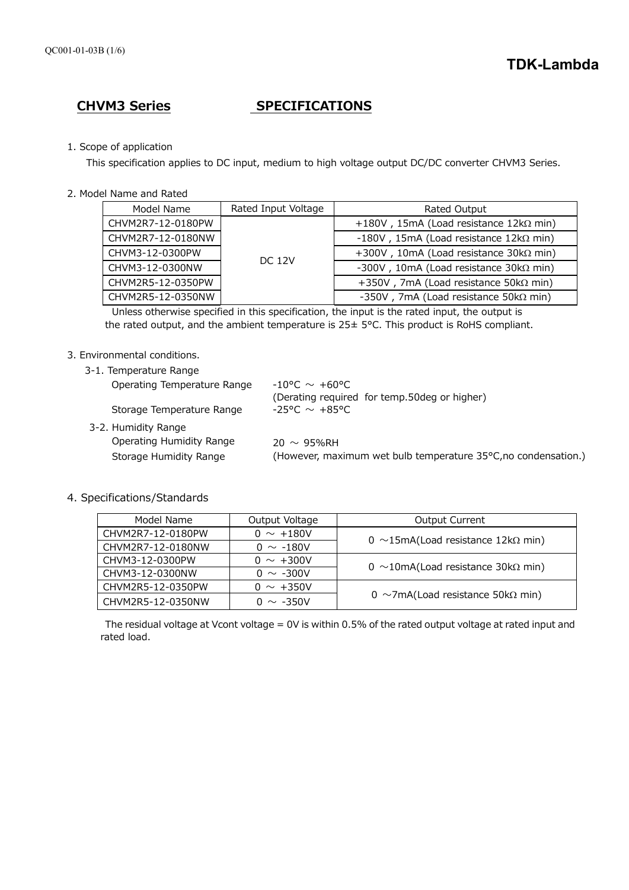# CHVM3 Series SPECIFICATIONS

1. Scope of application

This specification applies to DC input, medium to high voltage output DC/DC converter CHVM3 Series.

2. Model Name and Rated

| Model Name | Rated Input Voltage | Rated Output |
|---|---|---|
| CHVM2R7-12-0180PW | DC 12V | +180V , 15mA (Load resistance 12kΩ min) |
| CHVM2R7-12-0180NW | | -180V , 15mA (Load resistance 12kΩ min) |
| CHVM3-12-0300PW | | +300V , 10mA (Load resistance 30kΩ min) |
| CHVM3-12-0300NW | | -300V , 10mA (Load resistance 30kΩ min) |
| CHVM2R5-12-0350PW | | +350V , 7mA (Load resistance 50kΩ min) |
| CHVM2R5-12-0350NW | | -350V , 7mA (Load resistance 50kΩ min) |

Unless otherwise specified in this specification, the input is the rated input, the output is the rated output, and the ambient temperature is 25± 5°C. This product is RoHS compliant.

3. Environmental conditions.

3-1. Temperature Range

Operating Temperature Range -10°C ～ +60°C
(Derating required for temp.50deg or higher)

Storage Temperature Range -25°C ～ +85°C

3-2. Humidity Range

Operating Humidity Range 20 ～ 95%RH

Storage Humidity Range (However, maximum wet bulb temperature 35°C,no condensation.)

4. Specifications/Standards

| Model Name | Output Voltage | Output Current |
|---|---|---|
| CHVM2R7-12-0180PW | 0 ～ +180V | 0 ～15mA(Load resistance 12kΩ min) |
| CHVM2R7-12-0180NW | 0 ～ -180V | |
| CHVM3-12-0300PW | 0 ～ +300V | 0 ～10mA(Load resistance 30kΩ min) |
| CHVM3-12-0300NW | 0 ～ -300V | |
| CHVM2R5-12-0350PW | 0 ～ +350V | 0 ～7mA(Load resistance 50kΩ min) |
| CHVM2R5-12-0350NW | 0 ～ -350V | |

The residual voltage at Vcont voltage = 0V is within 0.5% of the rated output voltage at rated input and rated load.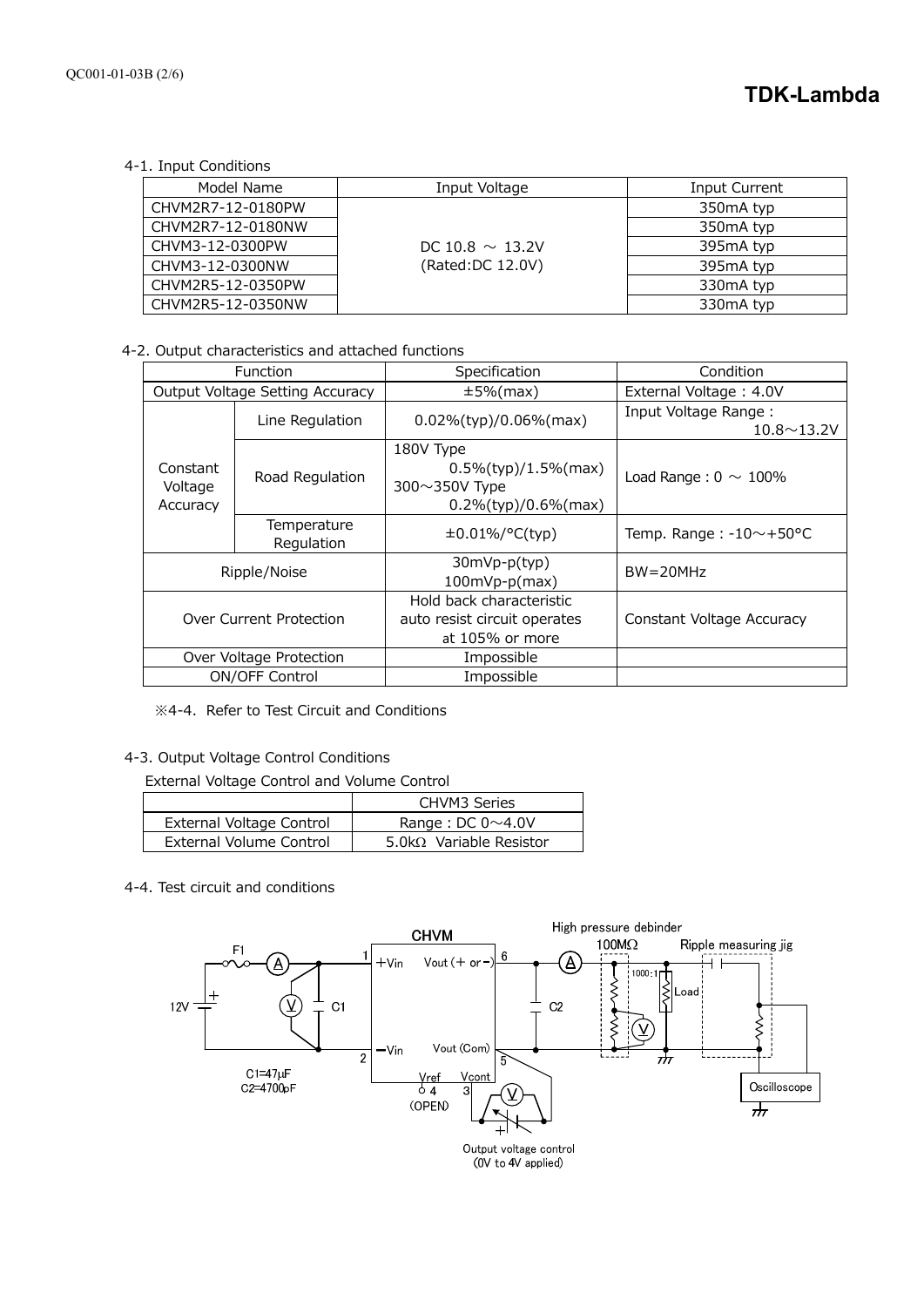4-1. Input Conditions

| Model Name | Input Voltage | Input Current |
|---|---|---|
| CHVM2R7-12-0180PW | DC 10.8 ～ 13.2V (Rated:DC 12.0V) | 350mA typ |
| CHVM2R7-12-0180NW | | 350mA typ |
| CHVM3-12-0300PW | | 395mA typ |
| CHVM3-12-0300NW | | 395mA typ |
| CHVM2R5-12-0350PW | | 330mA typ |
| CHVM2R5-12-0350NW | | 330mA typ |

4-2. Output characteristics and attached functions

| Function | | Specification | Condition |
|---|---|---|---|
| Output Voltage Setting Accuracy | | ±5%(max) | External Voltage : 4.0V |
| Constant Voltage Accuracy | Line Regulation | 0.02%(typ)/0.06%(max) | Input Voltage Range : 10.8～13.2V |
| | Road Regulation | 180V Type 0.5%(typ)/1.5%(max) 300～350V Type 0.2%(typ)/0.6%(max) | Load Range : 0 ～ 100% |
| | Temperature Regulation | ±0.01%/°C(typ) | Temp. Range : -10～+50°C |
| Ripple/Noise | | 30mVp-p(typ) 100mVp-p(max) | BW=20MHz |
| Over Current Protection | | Hold back characteristic auto resist circuit operates at 105% or more | Constant Voltage Accuracy |
| Over Voltage Protection | | Impossible | |
| ON/OFF Control | | Impossible | |

※4-4. Refer to Test Circuit and Conditions

4-3. Output Voltage Control Conditions

External Voltage Control and Volume Control

| | CHVM3 Series |
|---|---|
| External Voltage Control | Range : DC 0～4.0V |
| External Volume Control | 5.0kΩ Variable Resistor |

4-4. Test circuit and conditions

CHVM

F1, 12V, C1, C2, 1 +Vin, 2 −Vin, 6 Vout (+ or −), 5 Vout (Com), Vref 4 (OPEN), Vcont 3

C1=47μF
C2=4700pF

High pressure debinder 100MΩ 1000:1, Load, Ripple measuring jig, Oscilloscope

Output voltage control (0V to 4V applied)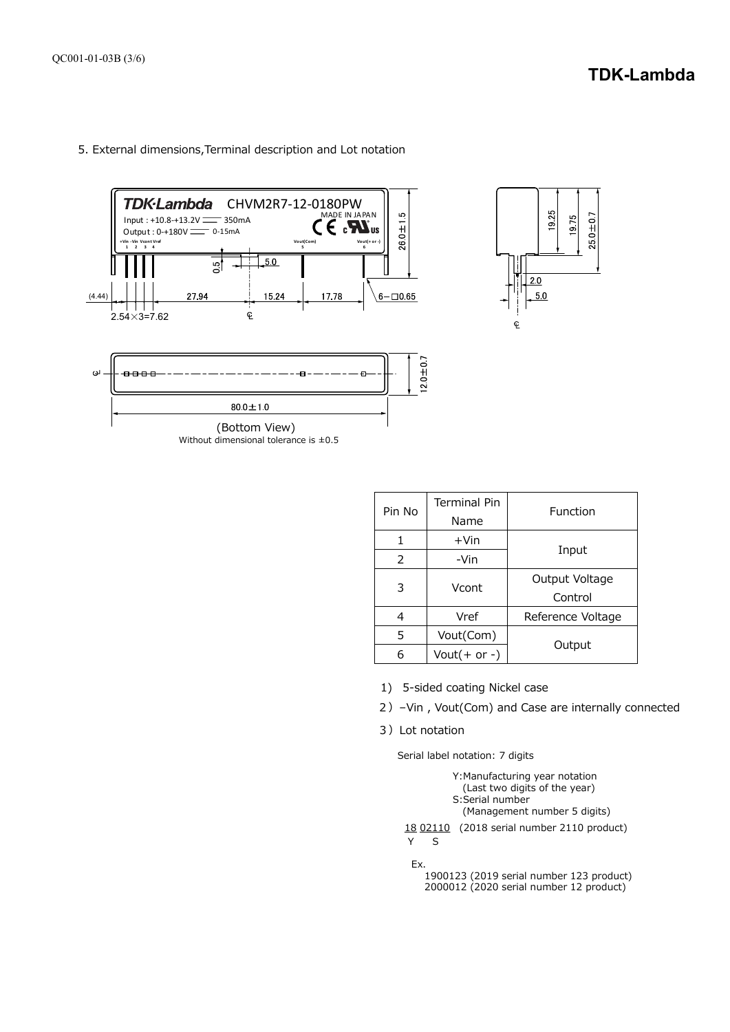## 5. External dimensions, Terminal description and Lot notation

(Bottom View)
Without dimensional tolerance is ±0.5

| Pin No | Terminal Pin Name | Function |
|---|---|---|
| 1 | +Vin | Input |
| 2 | -Vin | |
| 3 | Vcont | Output Voltage Control |
| 4 | Vref | Reference Voltage |
| 5 | Vout(Com) | Output |
| 6 | Vout(+ or -) | |

1) 5-sided coating Nickel case

2) –Vin , Vout(Com) and Case are internally connected

3) Lot notation

Serial label notation: 7 digits

Y: Manufacturing year notation (Last two digits of the year)
S: Serial number (Management number 5 digits)

18 02110 (2018 serial number 2110 product)
Y S

Ex.
1900123 (2019 serial number 123 product)
2000012 (2020 serial number 12 product)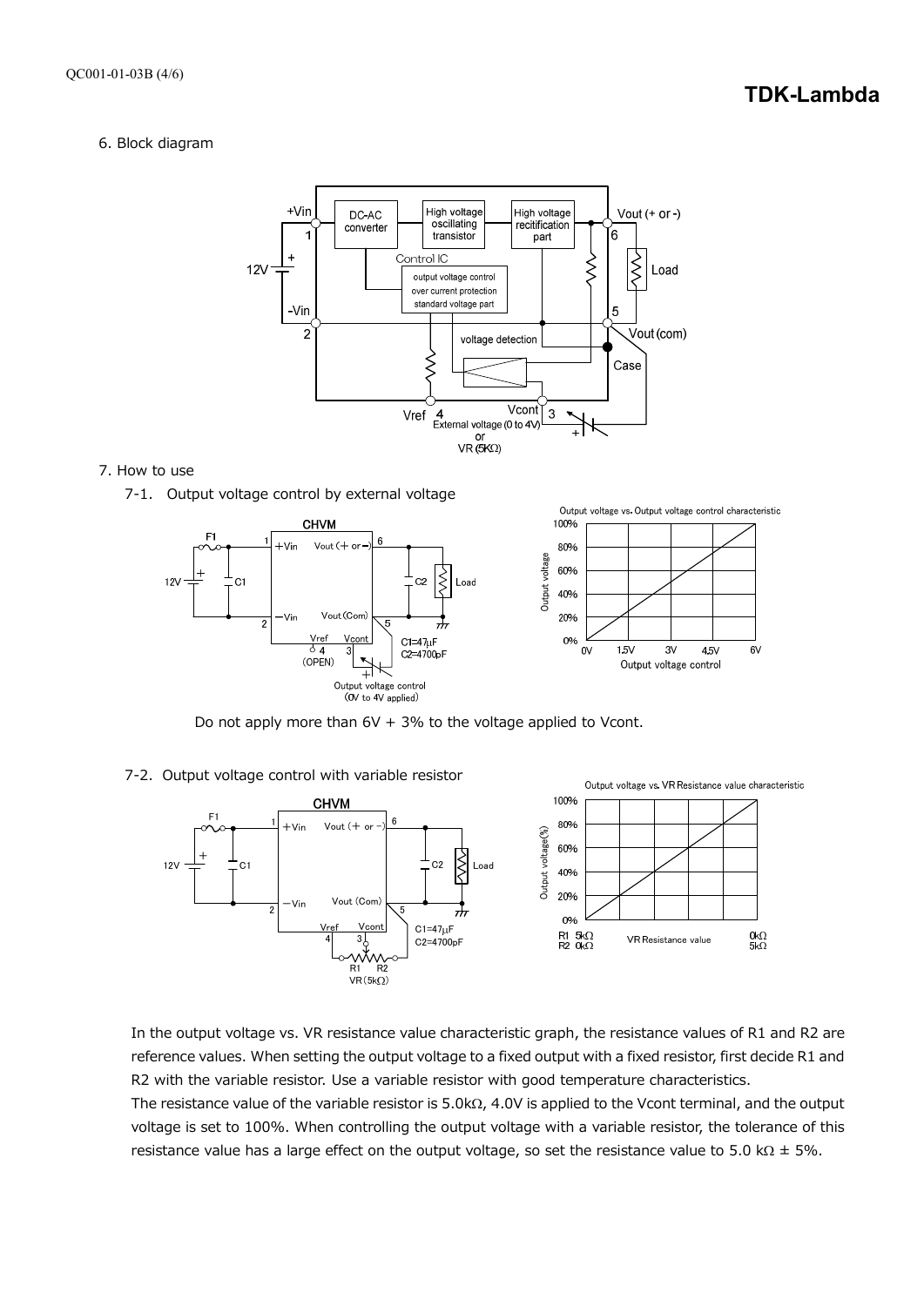6. Block diagram

7. How to use

7-1. Output voltage control by external voltage

Do not apply more than 6V + 3% to the voltage applied to Vcont.

7-2. Output voltage control with variable resistor

In the output voltage vs. VR resistance value characteristic graph, the resistance values of R1 and R2 are reference values. When setting the output voltage to a fixed output with a fixed resistor, first decide R1 and R2 with the variable resistor. Use a variable resistor with good temperature characteristics.

The resistance value of the variable resistor is 5.0kΩ, 4.0V is applied to the Vcont terminal, and the output voltage is set to 100%. When controlling the output voltage with a variable resistor, the tolerance of this resistance value has a large effect on the output voltage, so set the resistance value to 5.0 kΩ ± 5%.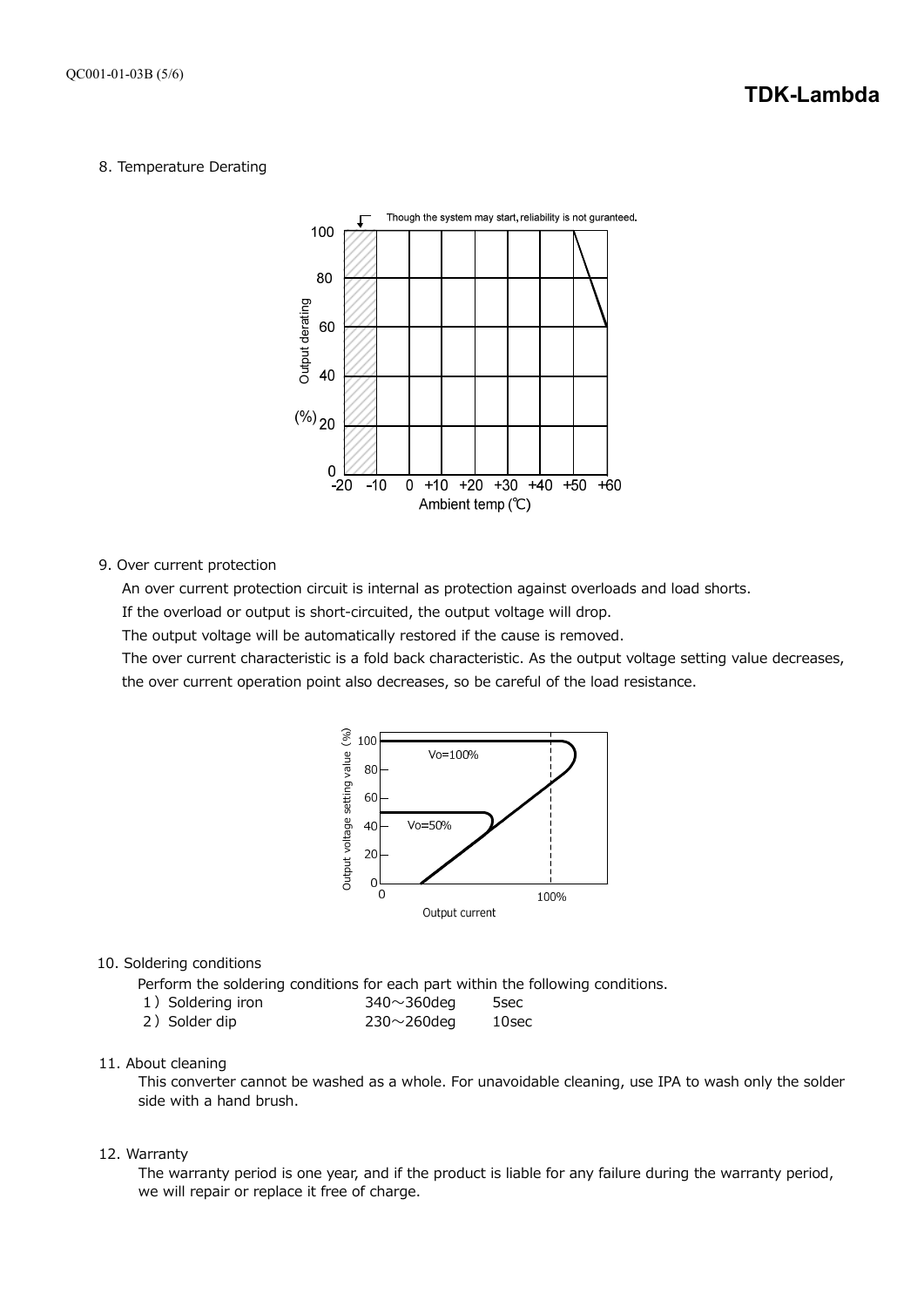8. Temperature Derating

9. Over current protection

An over current protection circuit is internal as protection against overloads and load shorts.
If the overload or output is short-circuited, the output voltage will drop.
The output voltage will be automatically restored if the cause is removed.
The over current characteristic is a fold back characteristic. As the output voltage setting value decreases, the over current operation point also decreases, so be careful of the load resistance.

10. Soldering conditions

Perform the soldering conditions for each part within the following conditions.

1）Soldering iron 340～360deg 5sec
2）Solder dip 230～260deg 10sec

11. About cleaning

This converter cannot be washed as a whole. For unavoidable cleaning, use IPA to wash only the solder side with a hand brush.

12. Warranty

The warranty period is one year, and if the product is liable for any failure during the warranty period, we will repair or replace it free of charge.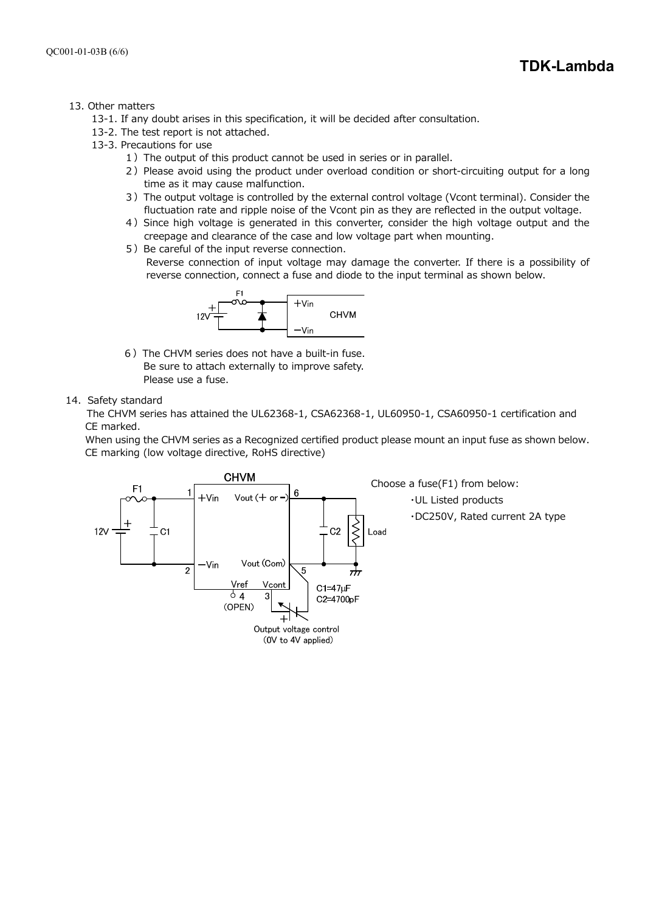13. Other matters

13-1. If any doubt arises in this specification, it will be decided after consultation.

13-2. The test report is not attached.

13-3. Precautions for use

1) The output of this product cannot be used in series or in parallel.

2) Please avoid using the product under overload condition or short-circuiting output for a long time as it may cause malfunction.

3) The output voltage is controlled by the external control voltage (Vcont terminal). Consider the fluctuation rate and ripple noise of the Vcont pin as they are reflected in the output voltage.

4) Since high voltage is generated in this converter, consider the high voltage output and the creepage and clearance of the case and low voltage part when mounting.

5) Be careful of the input reverse connection.
Reverse connection of input voltage may damage the converter. If there is a possibility of reverse connection, connect a fuse and diode to the input terminal as shown below.

F1
+
12V
+Vin
CHVM
−Vin

6) The CHVM series does not have a built-in fuse.
Be sure to attach externally to improve safety.
Please use a fuse.

14. Safety standard

The CHVM series has attained the UL62368-1, CSA62368-1, UL60950-1, CSA60950-1 certification and CE marked.

When using the CHVM series as a Recognized certified product please mount an input fuse as shown below.

CE marking (low voltage directive, RoHS directive)

CHVM
F1
1 +Vin
Vout (+ or −) 6
+
12V
C1
C2
Load
2 −Vin
Vout (Com)
5
Vref
4
(OPEN)
Vcont
3
C1=47μF
C2=4700pF
+
Output voltage control
(0V to 4V applied)

Choose a fuse(F1) from below:

- UL Listed products
- DC250V, Rated current 2A type